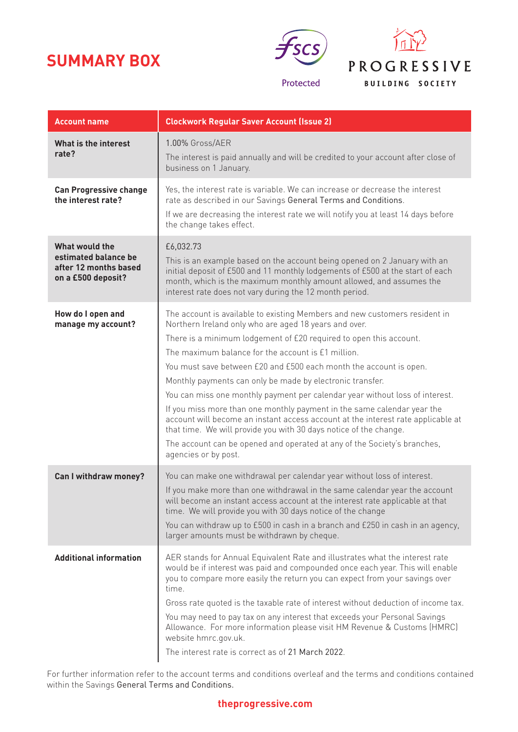# SUMMARY BOX

Protected

PROGRESSIVE BUILDING SOCIETY

| Account name | Clockwork Regular Saver Account (Issue 2) |
| --- | --- |
| **What is the interest rate?** | 1.00% Gross/AER<br>The interest is paid annually and will be credited to your account after close of business on 1 January. |
| **Can Progressive change the interest rate?** | Yes, the interest rate is variable. We can increase or decrease the interest rate as described in our Savings General Terms and Conditions.<br>If we are decreasing the interest rate we will notify you at least 14 days before the change takes effect. |
| **What would the estimated balance be after 12 months based on a £500 deposit?** | £6,032.73<br>This is an example based on the account being opened on 2 January with an initial deposit of £500 and 11 monthly lodgements of £500 at the start of each month, which is the maximum monthly amount allowed, and assumes the interest rate does not vary during the 12 month period. |
| **How do I open and manage my account?** | The account is available to existing Members and new customers resident in Northern Ireland only who are aged 18 years and over.<br>There is a minimum lodgement of £20 required to open this account.<br>The maximum balance for the account is £1 million.<br>You must save between £20 and £500 each month the account is open.<br>Monthly payments can only be made by electronic transfer.<br>You can miss one monthly payment per calendar year without loss of interest.<br>If you miss more than one monthly payment in the same calendar year the account will become an instant access account at the interest rate applicable at that time. We will provide you with 30 days notice of the change.<br>The account can be opened and operated at any of the Society's branches, agencies or by post. |
| **Can I withdraw money?** | You can make one withdrawal per calendar year without loss of interest.<br>If you make more than one withdrawal in the same calendar year the account will become an instant access account at the interest rate applicable at that time. We will provide you with 30 days notice of the change<br>You can withdraw up to £500 in cash in a branch and £250 in cash in an agency, larger amounts must be withdrawn by cheque. |
| **Additional information** | AER stands for Annual Equivalent Rate and illustrates what the interest rate would be if interest was paid and compounded once each year. This will enable you to compare more easily the return you can expect from your savings over time.<br>Gross rate quoted is the taxable rate of interest without deduction of income tax.<br>You may need to pay tax on any interest that exceeds your Personal Savings Allowance. For more information please visit HM Revenue & Customs (HMRC) website hmrc.gov.uk.<br>The interest rate is correct as of 21 March 2022. |

For further information refer to the account terms and conditions overleaf and the terms and conditions contained within the Savings General Terms and Conditions.

**theprogressive.com**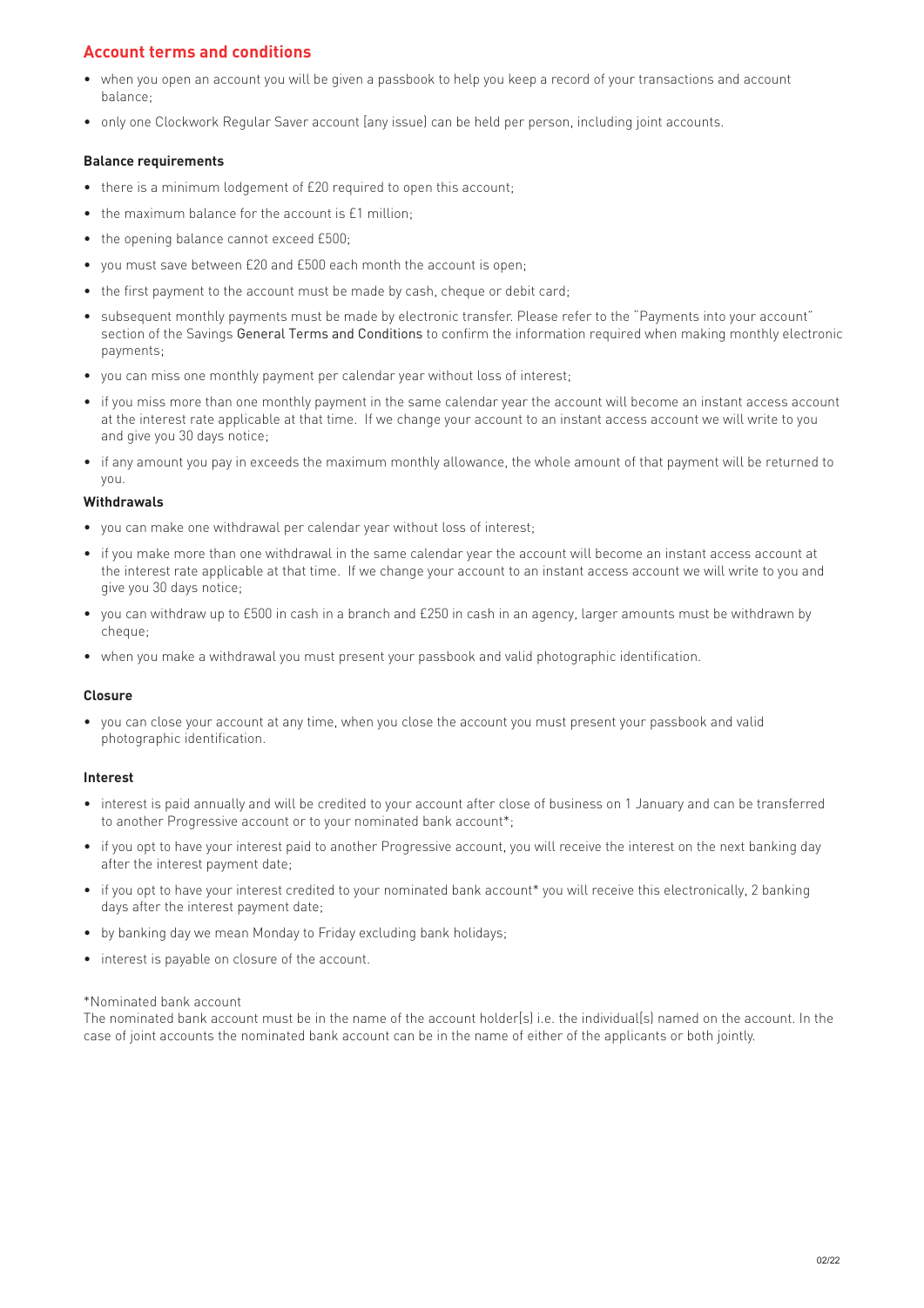## Account terms and conditions

- when you open an account you will be given a passbook to help you keep a record of your transactions and account balance;
- only one Clockwork Regular Saver account (any issue) can be held per person, including joint accounts.

### Balance requirements

- there is a minimum lodgement of £20 required to open this account;
- the maximum balance for the account is £1 million;
- the opening balance cannot exceed £500;
- you must save between £20 and £500 each month the account is open;
- the first payment to the account must be made by cash, cheque or debit card;
- subsequent monthly payments must be made by electronic transfer. Please refer to the "Payments into your account" section of the Savings General Terms and Conditions to confirm the information required when making monthly electronic payments;
- you can miss one monthly payment per calendar year without loss of interest;
- if you miss more than one monthly payment in the same calendar year the account will become an instant access account at the interest rate applicable at that time. If we change your account to an instant access account we will write to you and give you 30 days notice;
- if any amount you pay in exceeds the maximum monthly allowance, the whole amount of that payment will be returned to you.

### Withdrawals

- you can make one withdrawal per calendar year without loss of interest;
- if you make more than one withdrawal in the same calendar year the account will become an instant access account at the interest rate applicable at that time. If we change your account to an instant access account we will write to you and give you 30 days notice;
- you can withdraw up to £500 in cash in a branch and £250 in cash in an agency, larger amounts must be withdrawn by cheque;
- when you make a withdrawal you must present your passbook and valid photographic identification.

### Closure

- you can close your account at any time, when you close the account you must present your passbook and valid photographic identification.

### Interest

- interest is paid annually and will be credited to your account after close of business on 1 January and can be transferred to another Progressive account or to your nominated bank account*;
- if you opt to have your interest paid to another Progressive account, you will receive the interest on the next banking day after the interest payment date;
- if you opt to have your interest credited to your nominated bank account* you will receive this electronically, 2 banking days after the interest payment date;
- by banking day we mean Monday to Friday excluding bank holidays;
- interest is payable on closure of the account.

*Nominated bank account
The nominated bank account must be in the name of the account holder(s) i.e. the individual(s) named on the account. In the case of joint accounts the nominated bank account can be in the name of either of the applicants or both jointly.

02/22